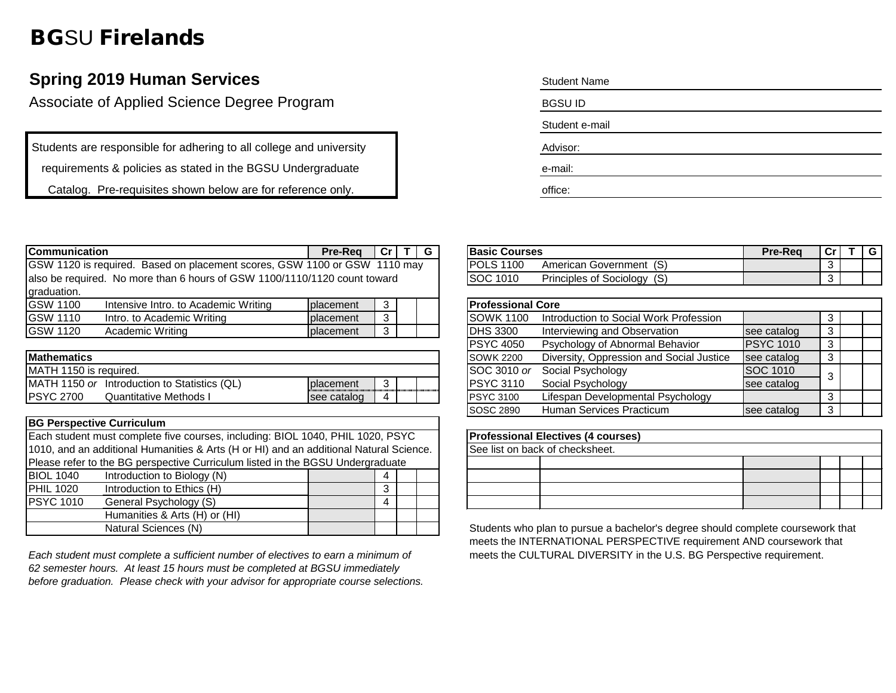# BGSU Firelands

## Spring 2019 Human Services

Associate of Applied Science Degree Program

Students are responsible for adhering to all college and university requirements & policies as stated in the BGSU Undergraduate Catalog. Pre-requisites shown below are for reference only.

Student Name

BGSU ID

Student e-mail

Advisor:

e-mail:

office:

| Communication | | Pre-Req | Cr | T | G |
|---|---|---|---|---|---|
| GSW 1120 is required. Based on placement scores, GSW 1100 or GSW 1110 may also be required. No more than 6 hours of GSW 1100/1110/1120 count toward graduation. | | | | | |
| GSW 1100 | Intensive Intro. to Academic Writing | placement | 3 | | |
| GSW 1110 | Intro. to Academic Writing | placement | 3 | | |
| GSW 1120 | Academic Writing | placement | 3 | | |

| Mathematics | | | | | |
|---|---|---|---|---|---|
| MATH 1150 is required. | | | | | |
| MATH 1150 *or* | Introduction to Statistics (QL) | placement | 3 | | |
| PSYC 2700 | Quantitative Methods I | see catalog | 4 | | |

| BG Perspective Curriculum | | | | | |
|---|---|---|---|---|---|
| Each student must complete five courses, including: BIOL 1040, PHIL 1020, PSYC 1010, and an additional Humanities & Arts (H or HI) and an additional Natural Science. Please refer to the BG perspective Curriculum listed in the BGSU Undergraduate | | | | | |
| BIOL 1040 | Introduction to Biology (N) | | 4 | | |
| PHIL 1020 | Introduction to Ethics (H) | | 3 | | |
| PSYC 1010 | General Psychology (S) | | 4 | | |
| | Humanities & Arts (H) or (HI) | | | | |
| | Natural Sciences (N) | | | | |

*Each student must complete a sufficient number of electives to earn a minimum of 62 semester hours. At least 15 hours must be completed at BGSU immediately before graduation. Please check with your advisor for appropriate course selections.*

| Basic Courses | | Pre-Req | Cr | T | G |
|---|---|---|---|---|---|
| POLS 1100 | American Government (S) | | 3 | | |
| SOC 1010 | Principles of Sociology (S) | | 3 | | |

| Professional Core | | | | | |
|---|---|---|---|---|---|
| SOWK 1100 | Introduction to Social Work Profession | | 3 | | |
| DHS 3300 | Interviewing and Observation | see catalog | 3 | | |
| PSYC 4050 | Psychology of Abnormal Behavior | PSYC 1010 | 3 | | |
| SOWK 2200 | Diversity, Oppression and Social Justice | see catalog | 3 | | |
| SOC 3010 *or* | Social Psychology | SOC 1010 | 3 | | |
| PSYC 3110 | Social Psychology | see catalog | | | |
| PSYC 3100 | Lifespan Developmental Psychology | | 3 | | |
| SOSC 2890 | Human Services Practicum | see catalog | 3 | | |

| Professional Electives (4 courses) | | | | | |
|---|---|---|---|---|---|
| See list on back of checksheet. | | | | | |
| | | | | | |
| | | | | | |
| | | | | | |
| | | | | | |

Students who plan to pursue a bachelor's degree should complete coursework that meets the INTERNATIONAL PERSPECTIVE requirement AND coursework that meets the CULTURAL DIVERSITY in the U.S. BG Perspective requirement.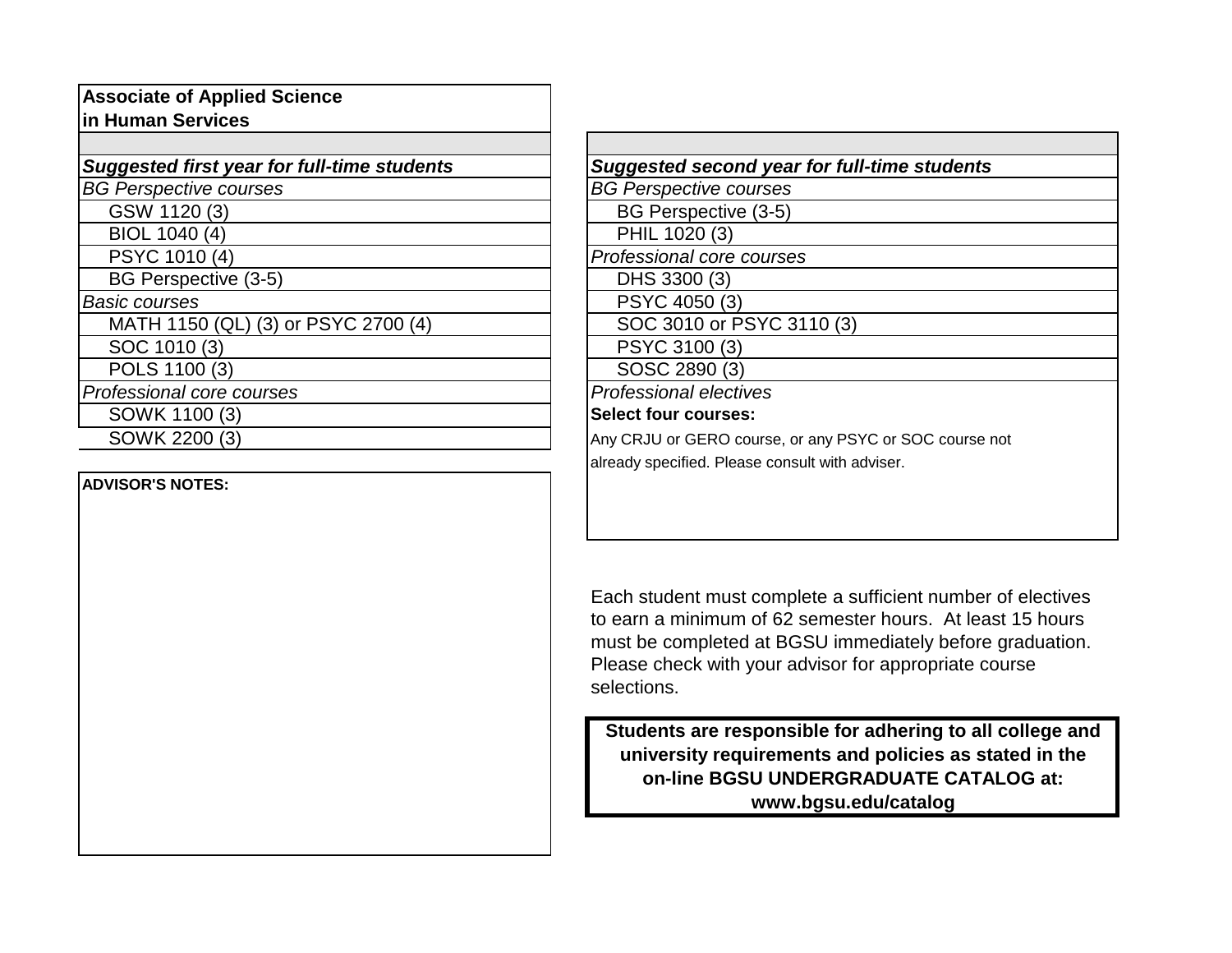## Associate of Applied Science in Human Services

| |
|---|
| ***Suggested first year for full-time students*** |
| *BG Perspective courses* |
| GSW 1120 (3) |
| BIOL 1040 (4) |
| PSYC 1010 (4) |
| BG Perspective (3-5) |
| *Basic courses* |
| MATH 1150 (QL) (3) or PSYC 2700 (4) |
| SOC 1010 (3) |
| POLS 1100 (3) |
| *Professional core courses* |
| SOWK 1100 (3) |
| SOWK 2200 (3) |

**ADVISOR'S NOTES:**

| |
|---|
| ***Suggested second year for full-time students*** |
| *BG Perspective courses* |
| BG Perspective (3-5) |
| PHIL 1020 (3) |
| *Professional core courses* |
| DHS 3300 (3) |
| PSYC 4050 (3) |
| SOC 3010 or PSYC 3110 (3) |
| PSYC 3100 (3) |
| SOSC 2890 (3) |
| *Professional electives* |
| **Select four courses:** |
| Any CRJU or GERO course, or any PSYC or SOC course not already specified. Please consult with adviser. |

Each student must complete a sufficient number of electives to earn a minimum of 62 semester hours. At least 15 hours must be completed at BGSU immediately before graduation. Please check with your advisor for appropriate course selections.

**Students are responsible for adhering to all college and university requirements and policies as stated in the on-line BGSU UNDERGRADUATE CATALOG at: www.bgsu.edu/catalog**